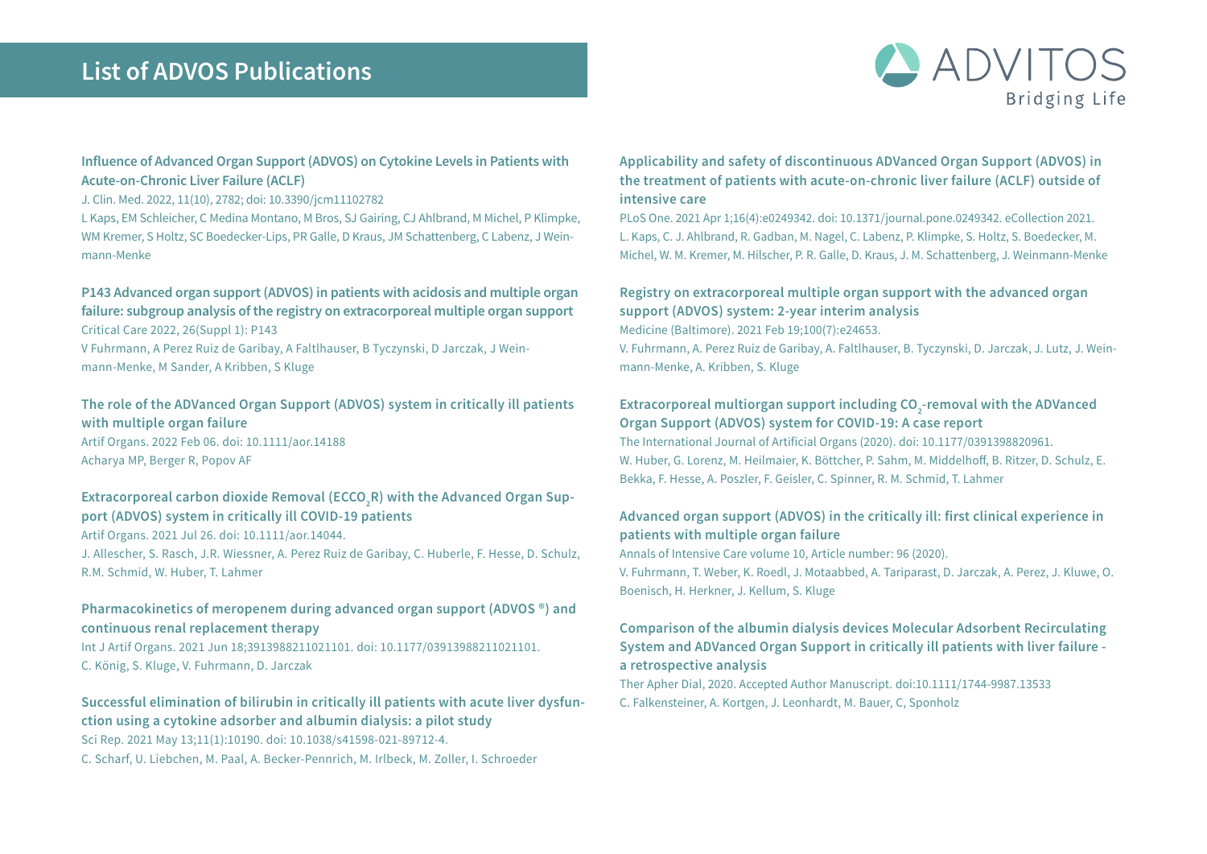# List of ADVOS Publications

ADVITOS
Bridging Life

### Influence of Advanced Organ Support (ADVOS) on Cytokine Levels in Patients with Acute-on-Chronic Liver Failure (ACLF)

J. Clin. Med. 2022, 11(10), 2782; doi: 10.3390/jcm11102782

L Kaps, EM Schleicher, C Medina Montano, M Bros, SJ Gairing, CJ Ahlbrand, M Michel, P Klimpke, WM Kremer, S Holtz, SC Boedecker-Lips, PR Galle, D Kraus, JM Schattenberg, C Labenz, J Weinmann-Menke

### P143 Advanced organ support (ADVOS) in patients with acidosis and multiple organ failure: subgroup analysis of the registry on extracorporeal multiple organ support

Critical Care 2022, 26(Suppl 1): P143

V Fuhrmann, A Perez Ruiz de Garibay, A Faltlhauser, B Tyczynski, D Jarczak, J Weinmann-Menke, M Sander, A Kribben, S Kluge

### The role of the ADVanced Organ Support (ADVOS) system in critically ill patients with multiple organ failure

Artif Organs. 2022 Feb 06. doi: 10.1111/aor.14188

Acharya MP, Berger R, Popov AF

### Extracorporeal carbon dioxide Removal ($ECCO_2R$) with the Advanced Organ Support (ADVOS) system in critically ill COVID-19 patients

Artif Organs. 2021 Jul 26. doi: 10.1111/aor.14044.

J. Allescher, S. Rasch, J.R. Wiessner, A. Perez Ruiz de Garibay, C. Huberle, F. Hesse, D. Schulz, R.M. Schmid, W. Huber, T. Lahmer

### Pharmacokinetics of meropenem during advanced organ support (ADVOS ®) and continuous renal replacement therapy

Int J Artif Organs. 2021 Jun 18;3913988211021101. doi: 10.1177/03913988211021101.

C. König, S. Kluge, V. Fuhrmann, D. Jarczak

### Successful elimination of bilirubin in critically ill patients with acute liver dysfunction using a cytokine adsorber and albumin dialysis: a pilot study

Sci Rep. 2021 May 13;11(1):10190. doi: 10.1038/s41598-021-89712-4.

C. Scharf, U. Liebchen, M. Paal, A. Becker-Pennrich, M. Irlbeck, M. Zoller, I. Schroeder

### Applicability and safety of discontinuous ADVanced Organ Support (ADVOS) in the treatment of patients with acute-on-chronic liver failure (ACLF) outside of intensive care

PLoS One. 2021 Apr 1;16(4):e0249342. doi: 10.1371/journal.pone.0249342. eCollection 2021.

L. Kaps, C. J. Ahlbrand, R. Gadban, M. Nagel, C. Labenz, P. Klimpke, S. Holtz, S. Boedecker, M. Michel, W. M. Kremer, M. Hilscher, P. R. Galle, D. Kraus, J. M. Schattenberg, J. Weinmann-Menke

### Registry on extracorporeal multiple organ support with the advanced organ support (ADVOS) system: 2-year interim analysis

Medicine (Baltimore). 2021 Feb 19;100(7):e24653.

V. Fuhrmann, A. Perez Ruiz de Garibay, A. Faltlhauser, B. Tyczynski, D. Jarczak, J. Lutz, J. Weinmann-Menke, A. Kribben, S. Kluge

### Extracorporeal multiorgan support including $CO_2$-removal with the ADVanced Organ Support (ADVOS) system for COVID-19: A case report

The International Journal of Artificial Organs (2020). doi: 10.1177/0391398820961.

W. Huber, G. Lorenz, M. Heilmaier, K. Böttcher, P. Sahm, M. Middelhoff, B. Ritzer, D. Schulz, E. Bekka, F. Hesse, A. Poszler, F. Geisler, C. Spinner, R. M. Schmid, T. Lahmer

### Advanced organ support (ADVOS) in the critically ill: first clinical experience in patients with multiple organ failure

Annals of Intensive Care volume 10, Article number: 96 (2020).

V. Fuhrmann, T. Weber, K. Roedl, J. Motaabbed, A. Tariparast, D. Jarczak, A. Perez, J. Kluwe, O. Boenisch, H. Herkner, J. Kellum, S. Kluge

### Comparison of the albumin dialysis devices Molecular Adsorbent Recirculating System and ADVanced Organ Support in critically ill patients with liver failure - a retrospective analysis

Ther Apher Dial, 2020. Accepted Author Manuscript. doi:10.1111/1744-9987.13533

C. Falkensteiner, A. Kortgen, J. Leonhardt, M. Bauer, C, Sponholz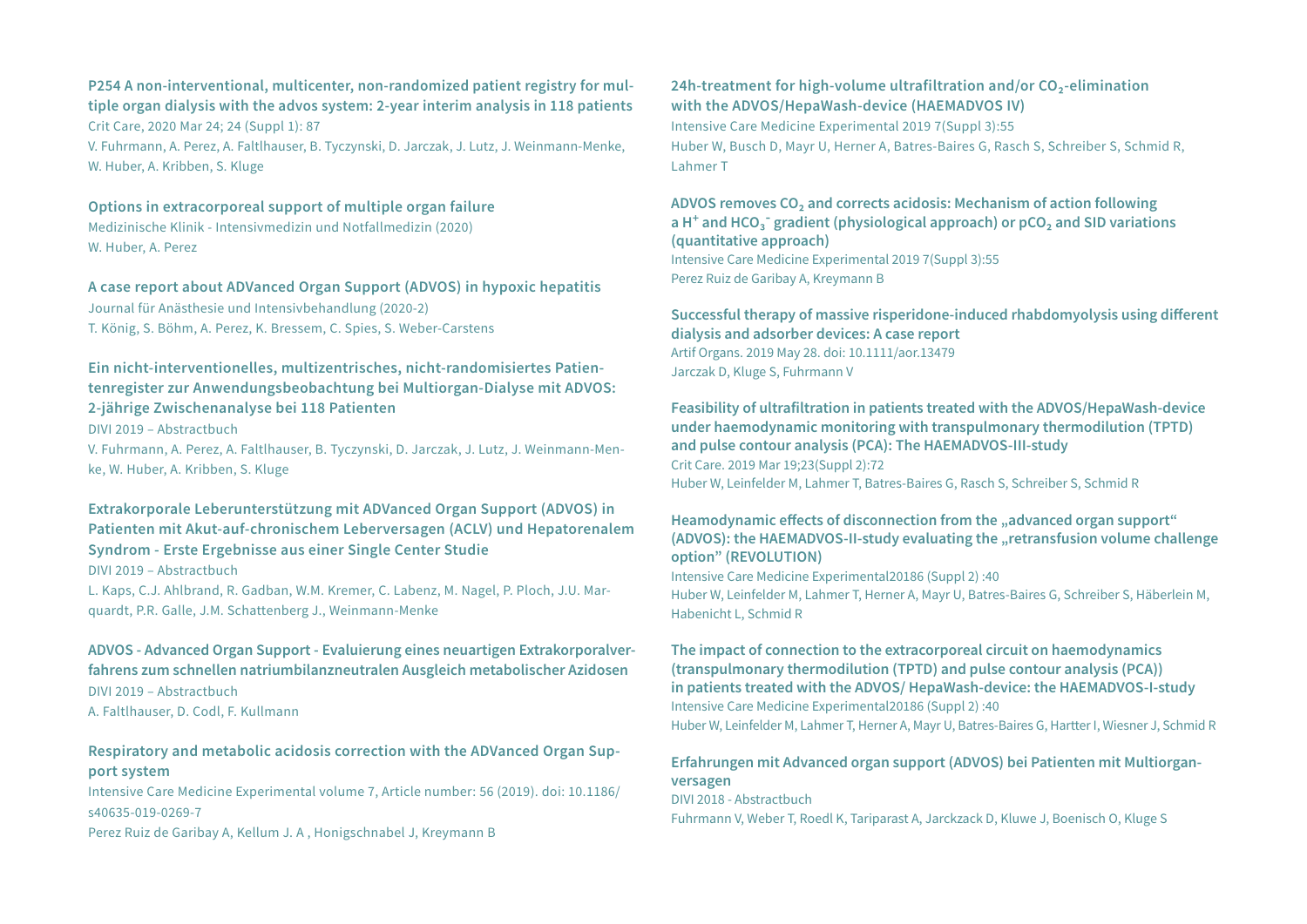**P254 A non-interventional, multicenter, non-randomized patient registry for multiple organ dialysis with the advos system: 2-year interim analysis in 118 patients**
Crit Care, 2020 Mar 24; 24 (Suppl 1): 87
V. Fuhrmann, A. Perez, A. Faltlhauser, B. Tyczynski, D. Jarczak, J. Lutz, J. Weinmann-Menke, W. Huber, A. Kribben, S. Kluge

**Options in extracorporeal support of multiple organ failure**
Medizinische Klinik - Intensivmedizin und Notfallmedizin (2020)
W. Huber, A. Perez

**A case report about ADVanced Organ Support (ADVOS) in hypoxic hepatitis**
Journal für Anästhesie und Intensivbehandlung (2020-2)
T. König, S. Böhm, A. Perez, K. Bressem, C. Spies, S. Weber-Carstens

**Ein nicht-interventionelles, multizentrisches, nicht-randomisiertes Patientenregister zur Anwendungsbeobachtung bei Multiorgan-Dialyse mit ADVOS: 2-jährige Zwischenanalyse bei 118 Patienten**
DIVI 2019 – Abstractbuch
V. Fuhrmann, A. Perez, A. Faltlhauser, B. Tyczynski, D. Jarczak, J. Lutz, J. Weinmann-Menke, W. Huber, A. Kribben, S. Kluge

**Extrakorporale Leberunterstützung mit ADVanced Organ Support (ADVOS) in Patienten mit Akut-auf-chronischem Leberversagen (ACLV) und Hepatorenalem Syndrom - Erste Ergebnisse aus einer Single Center Studie**
DIVI 2019 – Abstractbuch
L. Kaps, C.J. Ahlbrand, R. Gadban, W.M. Kremer, C. Labenz, M. Nagel, P. Ploch, J.U. Marquardt, P.R. Galle, J.M. Schattenberg J., Weinmann-Menke

**ADVOS - Advanced Organ Support - Evaluierung eines neuartigen Extrakorporalverfahrens zum schnellen natriumbilanzneutralen Ausgleich metabolischer Azidosen**
DIVI 2019 – Abstractbuch
A. Faltlhauser, D. Codl, F. Kullmann

**Respiratory and metabolic acidosis correction with the ADVanced Organ Support system**
Intensive Care Medicine Experimental volume 7, Article number: 56 (2019). doi: 10.1186/s40635-019-0269-7
Perez Ruiz de Garibay A, Kellum J. A , Honigschnabel J, Kreymann B

**24h-treatment for high-volume ultrafiltration and/or $CO_2$-elimination with the ADVOS/HepaWash-device (HAEMADVOS IV)**
Intensive Care Medicine Experimental 2019 7(Suppl 3):55
Huber W, Busch D, Mayr U, Herner A, Batres-Baires G, Rasch S, Schreiber S, Schmid R, Lahmer T

**ADVOS removes $CO_2$ and corrects acidosis: Mechanism of action following a $H^+$ and $HCO_3^-$ gradient (physiological approach) or $pCO_2$ and SID variations (quantitative approach)**
Intensive Care Medicine Experimental 2019 7(Suppl 3):55
Perez Ruiz de Garibay A, Kreymann B

**Successful therapy of massive risperidone-induced rhabdomyolysis using different dialysis and adsorber devices: A case report**
Artif Organs. 2019 May 28. doi: 10.1111/aor.13479
Jarczak D, Kluge S, Fuhrmann V

**Feasibility of ultrafiltration in patients treated with the ADVOS/HepaWash-device under haemodynamic monitoring with transpulmonary thermodilution (TPTD) and pulse contour analysis (PCA): The HAEMADVOS-III-study**
Crit Care. 2019 Mar 19;23(Suppl 2):72
Huber W, Leinfelder M, Lahmer T, Batres-Baires G, Rasch S, Schreiber S, Schmid R

**Heamodynamic effects of disconnection from the „advanced organ support“ (ADVOS): the HAEMADVOS-II-study evaluating the „retransfusion volume challenge option” (REVOLUTION)**
Intensive Care Medicine Experimental20186 (Suppl 2) :40
Huber W, Leinfelder M, Lahmer T, Herner A, Mayr U, Batres-Baires G, Schreiber S, Häberlein M, Habenicht L, Schmid R

**The impact of connection to the extracorporeal circuit on haemodynamics (transpulmonary thermodilution (TPTD) and pulse contour analysis (PCA)) in patients treated with the ADVOS/ HepaWash-device: the HAEMADVOS-I-study**
Intensive Care Medicine Experimental20186 (Suppl 2) :40
Huber W, Leinfelder M, Lahmer T, Herner A, Mayr U, Batres-Baires G, Hartter I, Wiesner J, Schmid R

**Erfahrungen mit Advanced organ support (ADVOS) bei Patienten mit Multiorganversagen**
DIVI 2018 - Abstractbuch
Fuhrmann V, Weber T, Roedl K, Tariparast A, Jarckzack D, Kluwe J, Boenisch O, Kluge S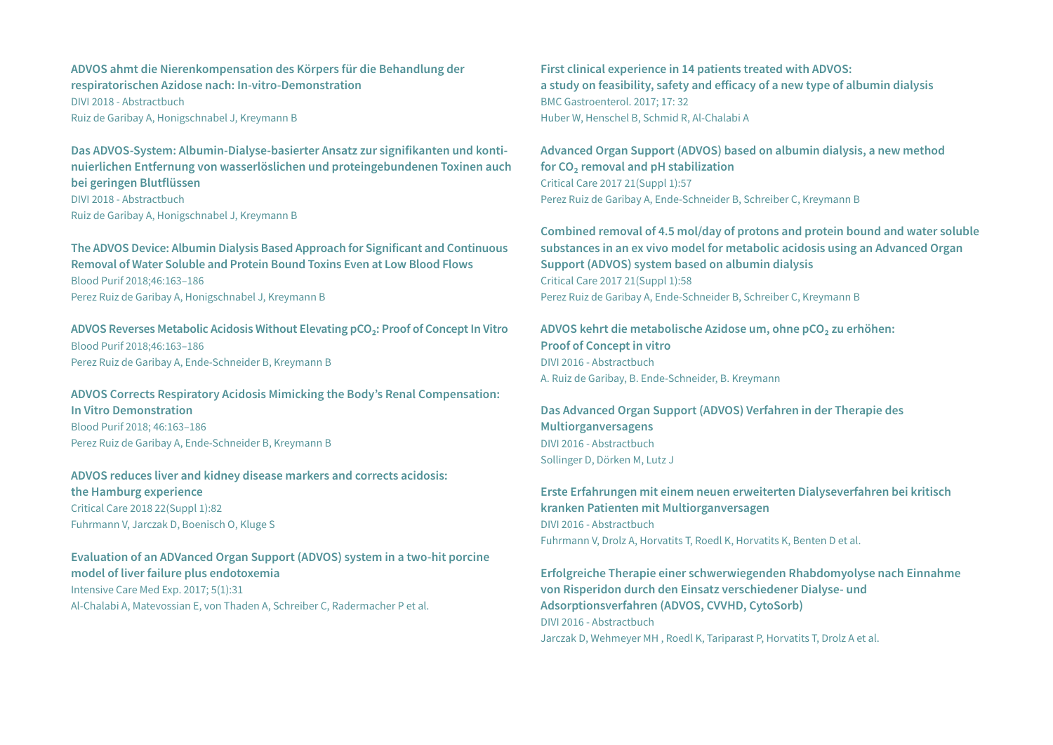**ADVOS ahmt die Nierenkompensation des Körpers für die Behandlung der respiratorischen Azidose nach: In-vitro-Demonstration**
DIVI 2018 - Abstractbuch
Ruiz de Garibay A, Honigschnabel J, Kreymann B

**Das ADVOS-System: Albumin-Dialyse-basierter Ansatz zur signifikanten und kontinuierlichen Entfernung von wasserlöslichen und proteingebundenen Toxinen auch bei geringen Blutflüssen**
DIVI 2018 - Abstractbuch
Ruiz de Garibay A, Honigschnabel J, Kreymann B

**The ADVOS Device: Albumin Dialysis Based Approach for Significant and Continuous Removal of Water Soluble and Protein Bound Toxins Even at Low Blood Flows**
Blood Purif 2018;46:163–186
Perez Ruiz de Garibay A, Honigschnabel J, Kreymann B

**ADVOS Reverses Metabolic Acidosis Without Elevating $pCO_2$: Proof of Concept In Vitro**
Blood Purif 2018;46:163–186
Perez Ruiz de Garibay A, Ende-Schneider B, Kreymann B

**ADVOS Corrects Respiratory Acidosis Mimicking the Body's Renal Compensation: In Vitro Demonstration**
Blood Purif 2018; 46:163–186
Perez Ruiz de Garibay A, Ende-Schneider B, Kreymann B

**ADVOS reduces liver and kidney disease markers and corrects acidosis: the Hamburg experience**
Critical Care 2018 22(Suppl 1):82
Fuhrmann V, Jarczak D, Boenisch O, Kluge S

**Evaluation of an ADVanced Organ Support (ADVOS) system in a two-hit porcine model of liver failure plus endotoxemia**
Intensive Care Med Exp. 2017; 5(1):31
Al-Chalabi A, Matevossian E, von Thaden A, Schreiber C, Radermacher P et al.

**First clinical experience in 14 patients treated with ADVOS: a study on feasibility, safety and efficacy of a new type of albumin dialysis**
BMC Gastroenterol. 2017; 17: 32
Huber W, Henschel B, Schmid R, Al-Chalabi A

**Advanced Organ Support (ADVOS) based on albumin dialysis, a new method for $CO_2$ removal and pH stabilization**
Critical Care 2017 21(Suppl 1):57
Perez Ruiz de Garibay A, Ende-Schneider B, Schreiber C, Kreymann B

**Combined removal of 4.5 mol/day of protons and protein bound and water soluble substances in an ex vivo model for metabolic acidosis using an Advanced Organ Support (ADVOS) system based on albumin dialysis**
Critical Care 2017 21(Suppl 1):58
Perez Ruiz de Garibay A, Ende-Schneider B, Schreiber C, Kreymann B

**ADVOS kehrt die metabolische Azidose um, ohne $pCO_2$ zu erhöhen: Proof of Concept in vitro**
DIVI 2016 - Abstractbuch
A. Ruiz de Garibay, B. Ende-Schneider, B. Kreymann

**Das Advanced Organ Support (ADVOS) Verfahren in der Therapie des Multiorganversagens**
DIVI 2016 - Abstractbuch
Sollinger D, Dörken M, Lutz J

**Erste Erfahrungen mit einem neuen erweiterten Dialyseverfahren bei kritisch kranken Patienten mit Multiorganversagen**
DIVI 2016 - Abstractbuch
Fuhrmann V, Drolz A, Horvatits T, Roedl K, Horvatits K, Benten D et al.

**Erfolgreiche Therapie einer schwerwiegenden Rhabdomyolyse nach Einnahme von Risperidon durch den Einsatz verschiedener Dialyse- und Adsorptionsverfahren (ADVOS, CVVHD, CytoSorb)**
DIVI 2016 - Abstractbuch
Jarczak D, Wehmeyer MH , Roedl K, Tariparast P, Horvatits T, Drolz A et al.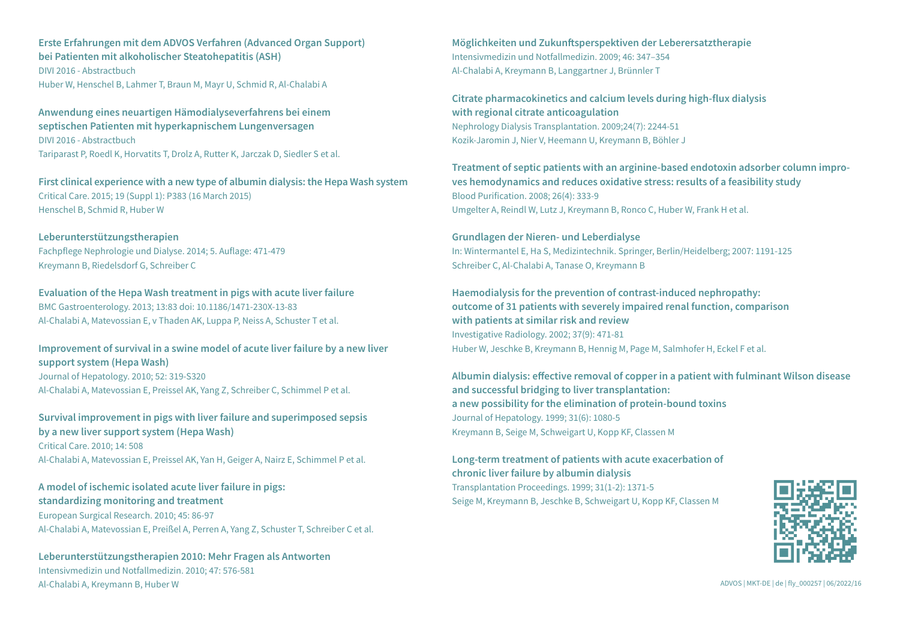**Erste Erfahrungen mit dem ADVOS Verfahren (Advanced Organ Support) bei Patienten mit alkoholischer Steatohepatitis (ASH)**
DIVI 2016 - Abstractbuch
Huber W, Henschel B, Lahmer T, Braun M, Mayr U, Schmid R, Al-Chalabi A

**Anwendung eines neuartigen Hämodialyseverfahrens bei einem septischen Patienten mit hyperkapnischem Lungenversagen**
DIVI 2016 - Abstractbuch
Tariparast P, Roedl K, Horvatits T, Drolz A, Rutter K, Jarczak D, Siedler S et al.

**First clinical experience with a new type of albumin dialysis: the Hepa Wash system**
Critical Care. 2015; 19 (Suppl 1): P383 (16 March 2015)
Henschel B, Schmid R, Huber W

**Leberunterstützungstherapien**
Fachpflege Nephrologie und Dialyse. 2014; 5. Auflage: 471-479
Kreymann B, Riedelsdorf G, Schreiber C

**Evaluation of the Hepa Wash treatment in pigs with acute liver failure**
BMC Gastroenterology. 2013; 13:83 doi: 10.1186/1471-230X-13-83
Al-Chalabi A, Matevossian E, v Thaden AK, Luppa P, Neiss A, Schuster T et al.

**Improvement of survival in a swine model of acute liver failure by a new liver support system (Hepa Wash)**
Journal of Hepatology. 2010; 52: 319-S320
Al-Chalabi A, Matevossian E, Preissel AK, Yang Z, Schreiber C, Schimmel P et al.

**Survival improvement in pigs with liver failure and superimposed sepsis by a new liver support system (Hepa Wash)**
Critical Care. 2010; 14: 508
Al-Chalabi A, Matevossian E, Preissel AK, Yan H, Geiger A, Nairz E, Schimmel P et al.

**A model of ischemic isolated acute liver failure in pigs: standardizing monitoring and treatment**
European Surgical Research. 2010; 45: 86-97
Al-Chalabi A, Matevossian E, Preißel A, Perren A, Yang Z, Schuster T, Schreiber C et al.

**Leberunterstützungstherapien 2010: Mehr Fragen als Antworten**
Intensivmedizin und Notfallmedizin. 2010; 47: 576-581
Al-Chalabi A, Kreymann B, Huber W

**Möglichkeiten und Zukunftsperspektiven der Leberersatztherapie**
Intensivmedizin und Notfallmedizin. 2009; 46: 347–354
Al-Chalabi A, Kreymann B, Langgartner J, Brünnler T

**Citrate pharmacokinetics and calcium levels during high-flux dialysis with regional citrate anticoagulation**
Nephrology Dialysis Transplantation. 2009;24(7): 2244-51
Kozik-Jaromin J, Nier V, Heemann U, Kreymann B, Böhler J

**Treatment of septic patients with an arginine-based endotoxin adsorber column improves hemodynamics and reduces oxidative stress: results of a feasibility study**
Blood Purification. 2008; 26(4): 333-9
Umgelter A, Reindl W, Lutz J, Kreymann B, Ronco C, Huber W, Frank H et al.

**Grundlagen der Nieren- und Leberdialyse**
In: Wintermantel E, Ha S, Medizintechnik. Springer, Berlin/Heidelberg; 2007: 1191-125
Schreiber C, Al-Chalabi A, Tanase O, Kreymann B

**Haemodialysis for the prevention of contrast-induced nephropathy: outcome of 31 patients with severely impaired renal function, comparison with patients at similar risk and review**
Investigative Radiology. 2002; 37(9): 471-81
Huber W, Jeschke B, Kreymann B, Hennig M, Page M, Salmhofer H, Eckel F et al.

**Albumin dialysis: effective removal of copper in a patient with fulminant Wilson disease and successful bridging to liver transplantation: a new possibility for the elimination of protein-bound toxins**
Journal of Hepatology. 1999; 31(6): 1080-5
Kreymann B, Seige M, Schweigart U, Kopp KF, Classen M

**Long-term treatment of patients with acute exacerbation of chronic liver failure by albumin dialysis**
Transplantation Proceedings. 1999; 31(1-2): 1371-5
Seige M, Kreymann B, Jeschke B, Schweigart U, Kopp KF, Classen M

ADVOS | MKT-DE | de | fly_000257 | 06/2022/16